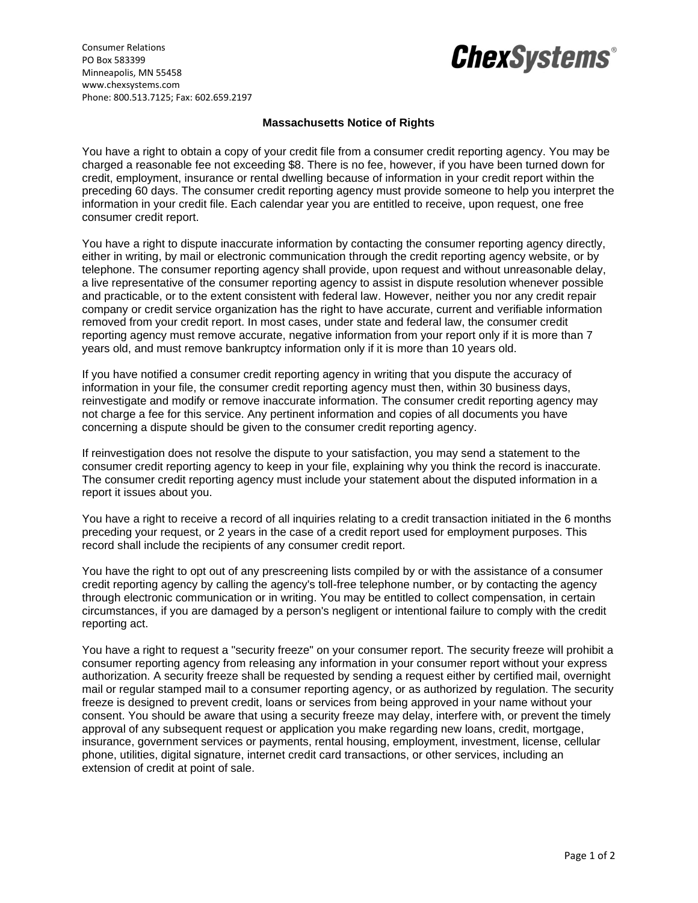Consumer Relations
PO Box 583399
Minneapolis, MN 55458
www.chexsystems.com
Phone: 800.513.7125; Fax: 602.659.2197

**ChexSystems®**

## Massachusetts Notice of Rights

You have a right to obtain a copy of your credit file from a consumer credit reporting agency. You may be charged a reasonable fee not exceeding $8. There is no fee, however, if you have been turned down for credit, employment, insurance or rental dwelling because of information in your credit report within the preceding 60 days. The consumer credit reporting agency must provide someone to help you interpret the information in your credit file. Each calendar year you are entitled to receive, upon request, one free consumer credit report.

You have a right to dispute inaccurate information by contacting the consumer reporting agency directly, either in writing, by mail or electronic communication through the credit reporting agency website, or by telephone. The consumer reporting agency shall provide, upon request and without unreasonable delay, a live representative of the consumer reporting agency to assist in dispute resolution whenever possible and practicable, or to the extent consistent with federal law. However, neither you nor any credit repair company or credit service organization has the right to have accurate, current and verifiable information removed from your credit report. In most cases, under state and federal law, the consumer credit reporting agency must remove accurate, negative information from your report only if it is more than 7 years old, and must remove bankruptcy information only if it is more than 10 years old.

If you have notified a consumer credit reporting agency in writing that you dispute the accuracy of information in your file, the consumer credit reporting agency must then, within 30 business days, reinvestigate and modify or remove inaccurate information. The consumer credit reporting agency may not charge a fee for this service. Any pertinent information and copies of all documents you have concerning a dispute should be given to the consumer credit reporting agency.

If reinvestigation does not resolve the dispute to your satisfaction, you may send a statement to the consumer credit reporting agency to keep in your file, explaining why you think the record is inaccurate. The consumer credit reporting agency must include your statement about the disputed information in a report it issues about you.

You have a right to receive a record of all inquiries relating to a credit transaction initiated in the 6 months preceding your request, or 2 years in the case of a credit report used for employment purposes. This record shall include the recipients of any consumer credit report.

You have the right to opt out of any prescreening lists compiled by or with the assistance of a consumer credit reporting agency by calling the agency's toll-free telephone number, or by contacting the agency through electronic communication or in writing. You may be entitled to collect compensation, in certain circumstances, if you are damaged by a person's negligent or intentional failure to comply with the credit reporting act.

You have a right to request a "security freeze" on your consumer report. The security freeze will prohibit a consumer reporting agency from releasing any information in your consumer report without your express authorization. A security freeze shall be requested by sending a request either by certified mail, overnight mail or regular stamped mail to a consumer reporting agency, or as authorized by regulation. The security freeze is designed to prevent credit, loans or services from being approved in your name without your consent. You should be aware that using a security freeze may delay, interfere with, or prevent the timely approval of any subsequent request or application you make regarding new loans, credit, mortgage, insurance, government services or payments, rental housing, employment, investment, license, cellular phone, utilities, digital signature, internet credit card transactions, or other services, including an extension of credit at point of sale.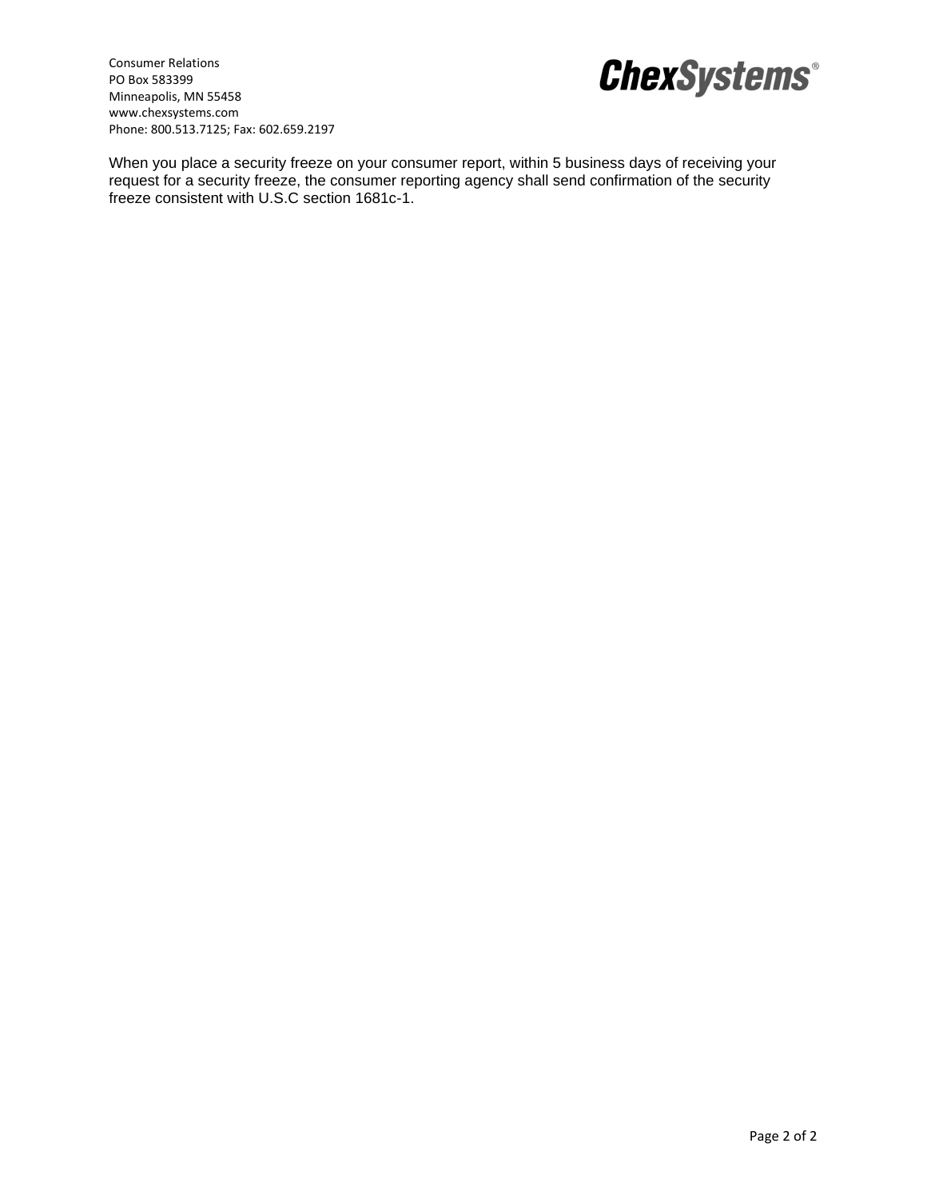Consumer Relations
PO Box 583399
Minneapolis, MN 55458
www.chexsystems.com
Phone: 800.513.7125; Fax: 602.659.2197

**ChexSystems®**

When you place a security freeze on your consumer report, within 5 business days of receiving your request for a security freeze, the consumer reporting agency shall send confirmation of the security freeze consistent with U.S.C section 1681c-1.